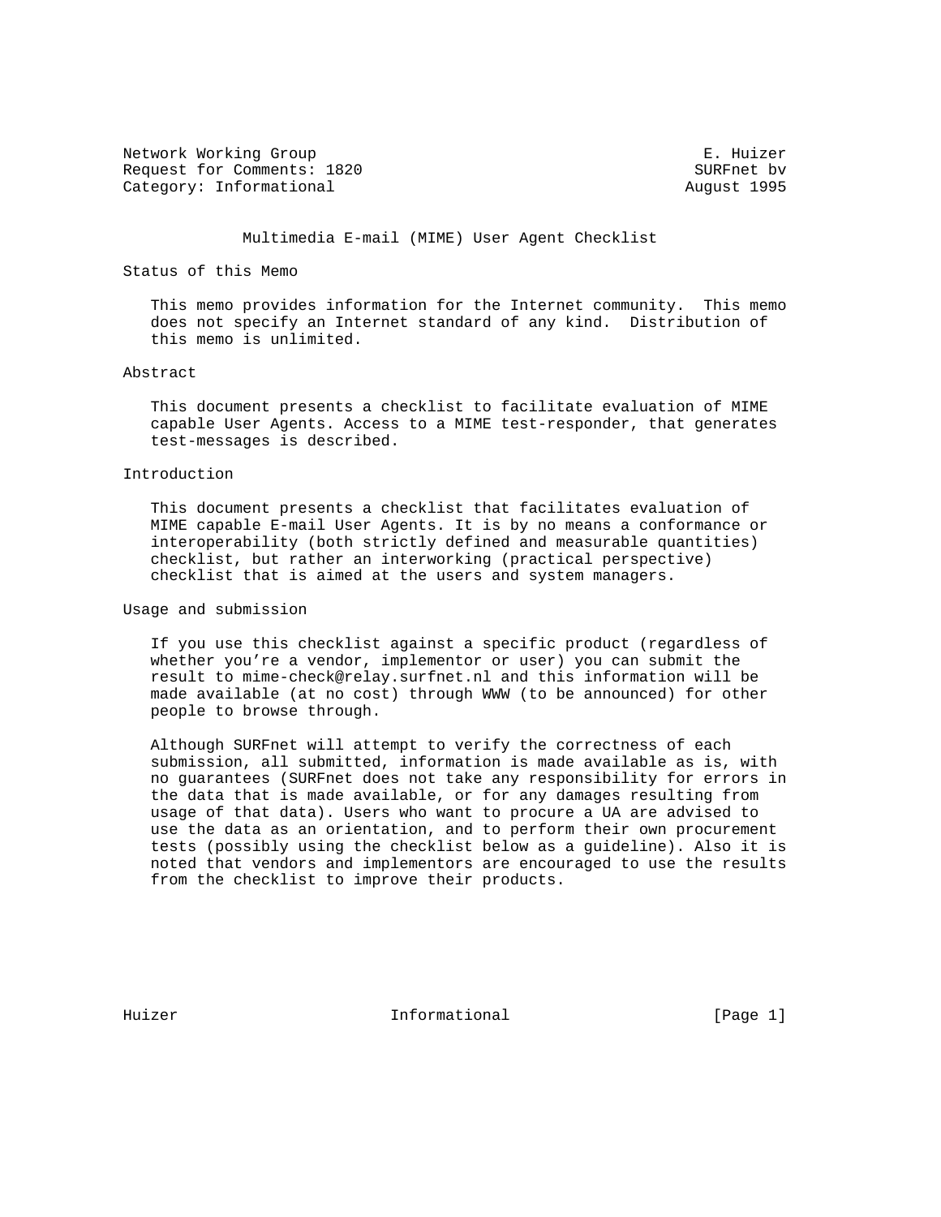Network Working Group E. Huizer
Request for Comments: 1820 SURFnet bv
Category: Informational August 1995

# Multimedia E-mail (MIME) User Agent Checklist

## Status of this Memo

This memo provides information for the Internet community. This memo does not specify an Internet standard of any kind. Distribution of this memo is unlimited.

## Abstract

This document presents a checklist to facilitate evaluation of MIME capable User Agents. Access to a MIME test-responder, that generates test-messages is described.

## Introduction

This document presents a checklist that facilitates evaluation of MIME capable E-mail User Agents. It is by no means a conformance or interoperability (both strictly defined and measurable quantities) checklist, but rather an interworking (practical perspective) checklist that is aimed at the users and system managers.

## Usage and submission

If you use this checklist against a specific product (regardless of whether you're a vendor, implementor or user) you can submit the result to mime-check@relay.surfnet.nl and this information will be made available (at no cost) through WWW (to be announced) for other people to browse through.

Although SURFnet will attempt to verify the correctness of each submission, all submitted, information is made available as is, with no guarantees (SURFnet does not take any responsibility for errors in the data that is made available, or for any damages resulting from usage of that data). Users who want to procure a UA are advised to use the data as an orientation, and to perform their own procurement tests (possibly using the checklist below as a guideline). Also it is noted that vendors and implementors are encouraged to use the results from the checklist to improve their products.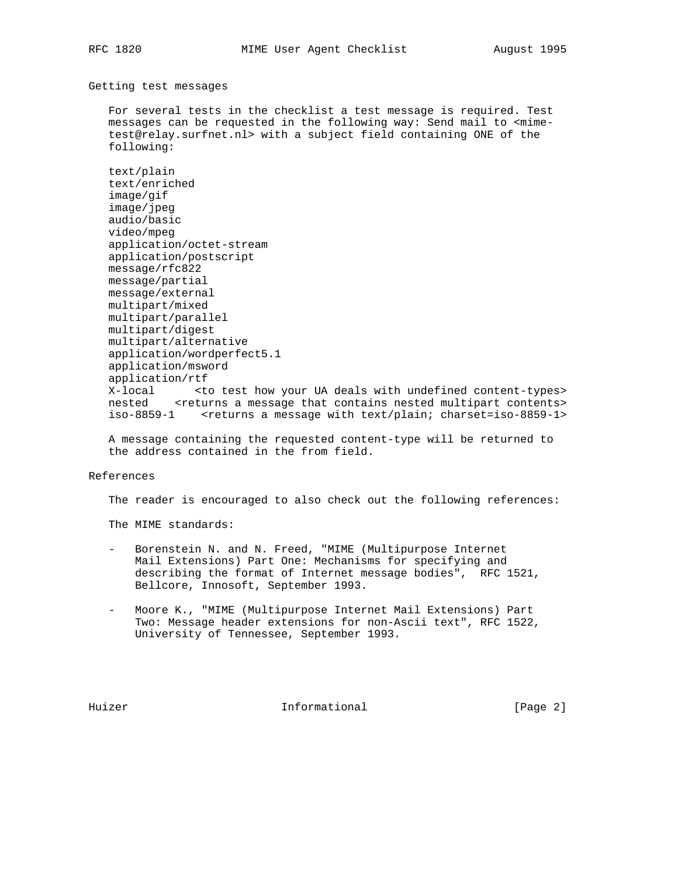## Getting test messages

For several tests in the checklist a test message is required. Test messages can be requested in the following way: Send mail to <mime-test@relay.surfnet.nl> with a subject field containing ONE of the following:

```
text/plain
text/enriched
image/gif
image/jpeg
audio/basic
video/mpeg
application/octet-stream
application/postscript
message/rfc822
message/partial
message/external
multipart/mixed
multipart/parallel
multipart/digest
multipart/alternative
application/wordperfect5.1
application/msword
application/rtf
X-local      <to test how your UA deals with undefined content-types>
nested    <returns a message that contains nested multipart contents>
iso-8859-1    <returns a message with text/plain; charset=iso-8859-1>
```

A message containing the requested content-type will be returned to the address contained in the from field.

## References

The reader is encouraged to also check out the following references:

The MIME standards:

- Borenstein N. and N. Freed, "MIME (Multipurpose Internet Mail Extensions) Part One: Mechanisms for specifying and describing the format of Internet message bodies", RFC 1521, Bellcore, Innosoft, September 1993.

- Moore K., "MIME (Multipurpose Internet Mail Extensions) Part Two: Message header extensions for non-Ascii text", RFC 1522, University of Tennessee, September 1993.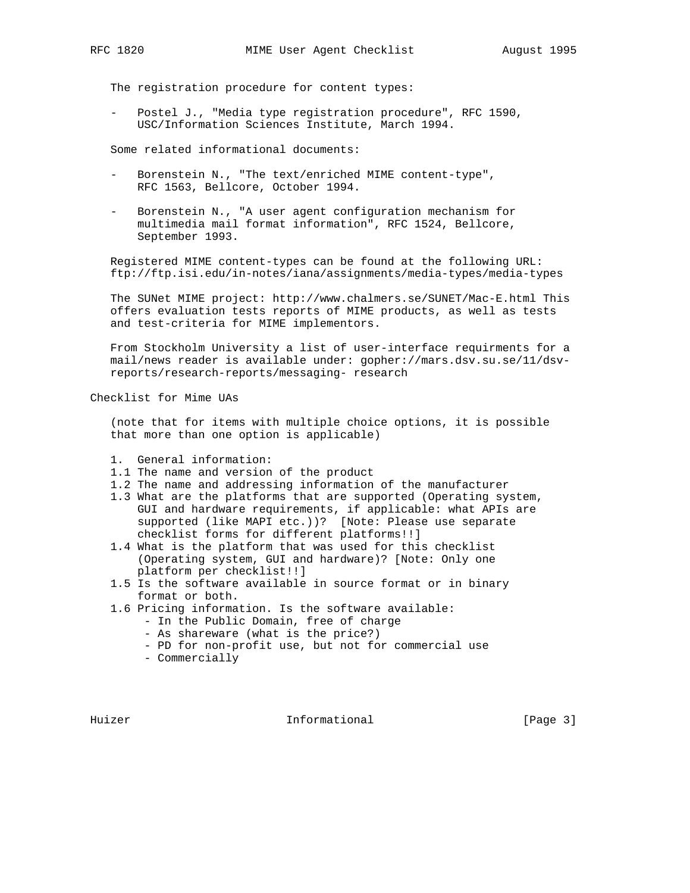The registration procedure for content types:

- Postel J., "Media type registration procedure", RFC 1590, USC/Information Sciences Institute, March 1994.

Some related informational documents:

- Borenstein N., "The text/enriched MIME content-type", RFC 1563, Bellcore, October 1994.
- Borenstein N., "A user agent configuration mechanism for multimedia mail format information", RFC 1524, Bellcore, September 1993.

Registered MIME content-types can be found at the following URL: ftp://ftp.isi.edu/in-notes/iana/assignments/media-types/media-types

The SUNet MIME project: http://www.chalmers.se/SUNET/Mac-E.html This offers evaluation tests reports of MIME products, as well as tests and test-criteria for MIME implementors.

From Stockholm University a list of user-interface requirments for a mail/news reader is available under: gopher://mars.dsv.su.se/11/dsv-reports/research-reports/messaging- research

## Checklist for Mime UAs

(note that for items with multiple choice options, it is possible that more than one option is applicable)

1. General information:

1.1 The name and version of the product

1.2 The name and addressing information of the manufacturer

1.3 What are the platforms that are supported (Operating system, GUI and hardware requirements, if applicable: what APIs are supported (like MAPI etc.))? [Note: Please use separate checklist forms for different platforms!!]

1.4 What is the platform that was used for this checklist (Operating system, GUI and hardware)? [Note: Only one platform per checklist!!]

1.5 Is the software available in source format or in binary format or both.

1.6 Pricing information. Is the software available:

- In the Public Domain, free of charge
- As shareware (what is the price?)
- PD for non-profit use, but not for commercial use
- Commercially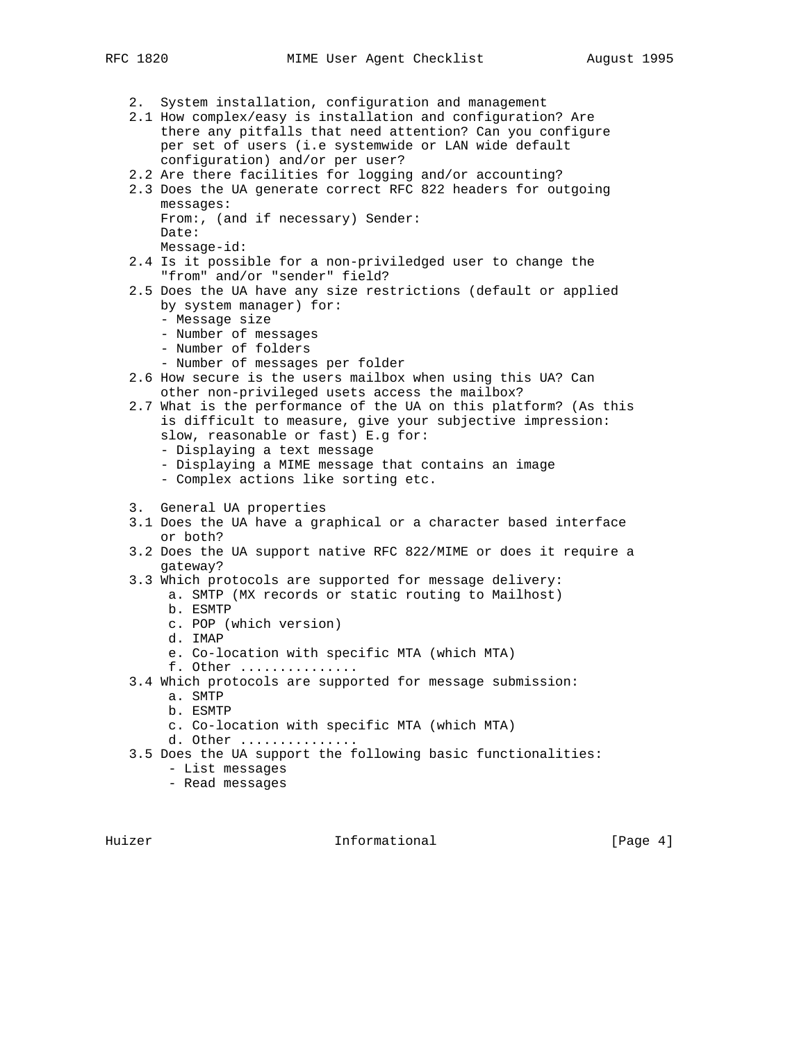## 2. System installation, configuration and management

2.1 How complex/easy is installation and configuration? Are there any pitfalls that need attention? Can you configure per set of users (i.e systemwide or LAN wide default configuration) and/or per user?

2.2 Are there facilities for logging and/or accounting?

2.3 Does the UA generate correct RFC 822 headers for outgoing messages:
From:, (and if necessary) Sender:
Date:
Message-id:

2.4 Is it possible for a non-priviledged user to change the "from" and/or "sender" field?

2.5 Does the UA have any size restrictions (default or applied by system manager) for:
- Message size
- Number of messages
- Number of folders
- Number of messages per folder

2.6 How secure is the users mailbox when using this UA? Can other non-privileged usets access the mailbox?

2.7 What is the performance of the UA on this platform? (As this is difficult to measure, give your subjective impression: slow, reasonable or fast) E.g for:
- Displaying a text message
- Displaying a MIME message that contains an image
- Complex actions like sorting etc.

## 3. General UA properties

3.1 Does the UA have a graphical or a character based interface or both?

3.2 Does the UA support native RFC 822/MIME or does it require a gateway?

3.3 Which protocols are supported for message delivery:
a. SMTP (MX records or static routing to Mailhost)
b. ESMTP
c. POP (which version)
d. IMAP
e. Co-location with specific MTA (which MTA)
f. Other ...............

3.4 Which protocols are supported for message submission:
a. SMTP
b. ESMTP
c. Co-location with specific MTA (which MTA)
d. Other ...............

3.5 Does the UA support the following basic functionalities:
- List messages
- Read messages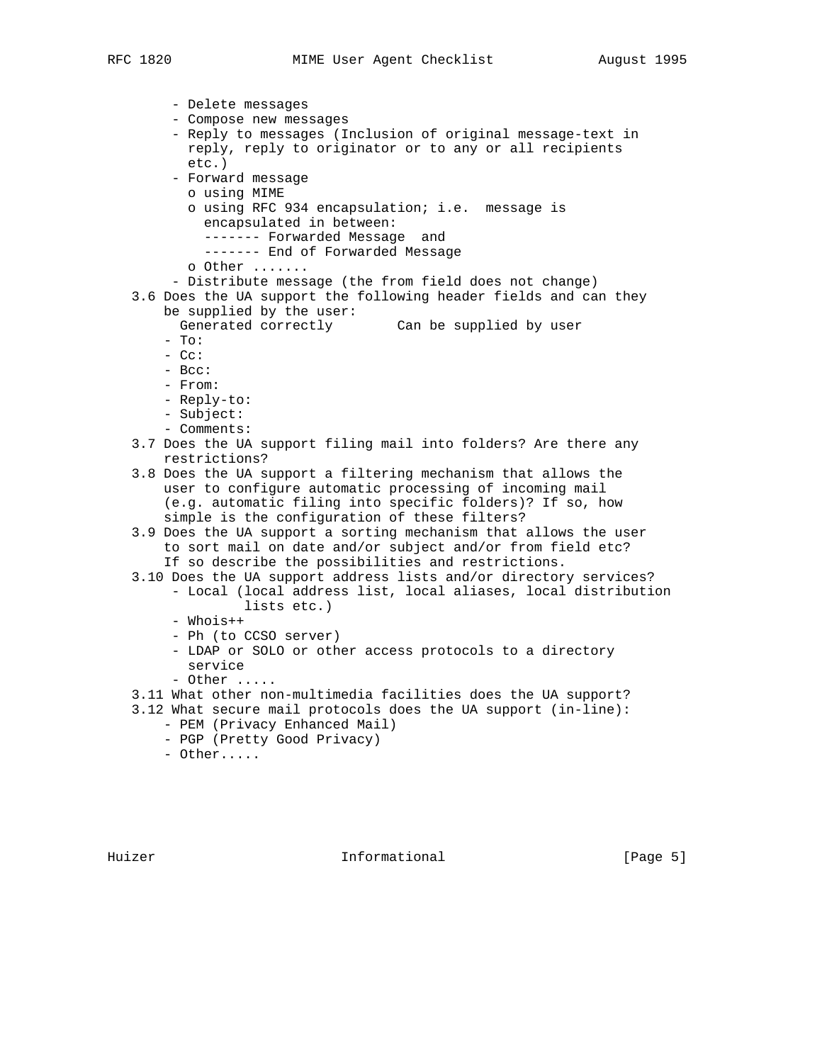- Delete messages
- Compose new messages
- Reply to messages (Inclusion of original message-text in reply, reply to originator or to any or all recipients etc.)
- Forward message
  - o using MIME
  - o using RFC 934 encapsulation; i.e.  message is encapsulated in between:
    ```
    ------- Forwarded Message  and
    ------- End of Forwarded Message
    ```
  - o Other .......
- Distribute message (the from field does not change)

3.6 Does the UA support the following header fields and can they be supplied by the user:

| | Generated correctly | Can be supplied by user |
|---|---|---|
| - To: | | |
| - Cc: | | |
| - Bcc: | | |
| - From: | | |
| - Reply-to: | | |
| - Subject: | | |
| - Comments: | | |

3.7 Does the UA support filing mail into folders? Are there any restrictions?

3.8 Does the UA support a filtering mechanism that allows the user to configure automatic processing of incoming mail (e.g. automatic filing into specific folders)? If so, how simple is the configuration of these filters?

3.9 Does the UA support a sorting mechanism that allows the user to sort mail on date and/or subject and/or from field etc? If so describe the possibilities and restrictions.

3.10 Does the UA support address lists and/or directory services?
- Local (local address list, local aliases, local distribution lists etc.)
- Whois++
- Ph (to CCSO server)
- LDAP or SOLO or other access protocols to a directory service
- Other .....

3.11 What other non-multimedia facilities does the UA support?

3.12 What secure mail protocols does the UA support (in-line):
- PEM (Privacy Enhanced Mail)
- PGP (Pretty Good Privacy)
- Other.....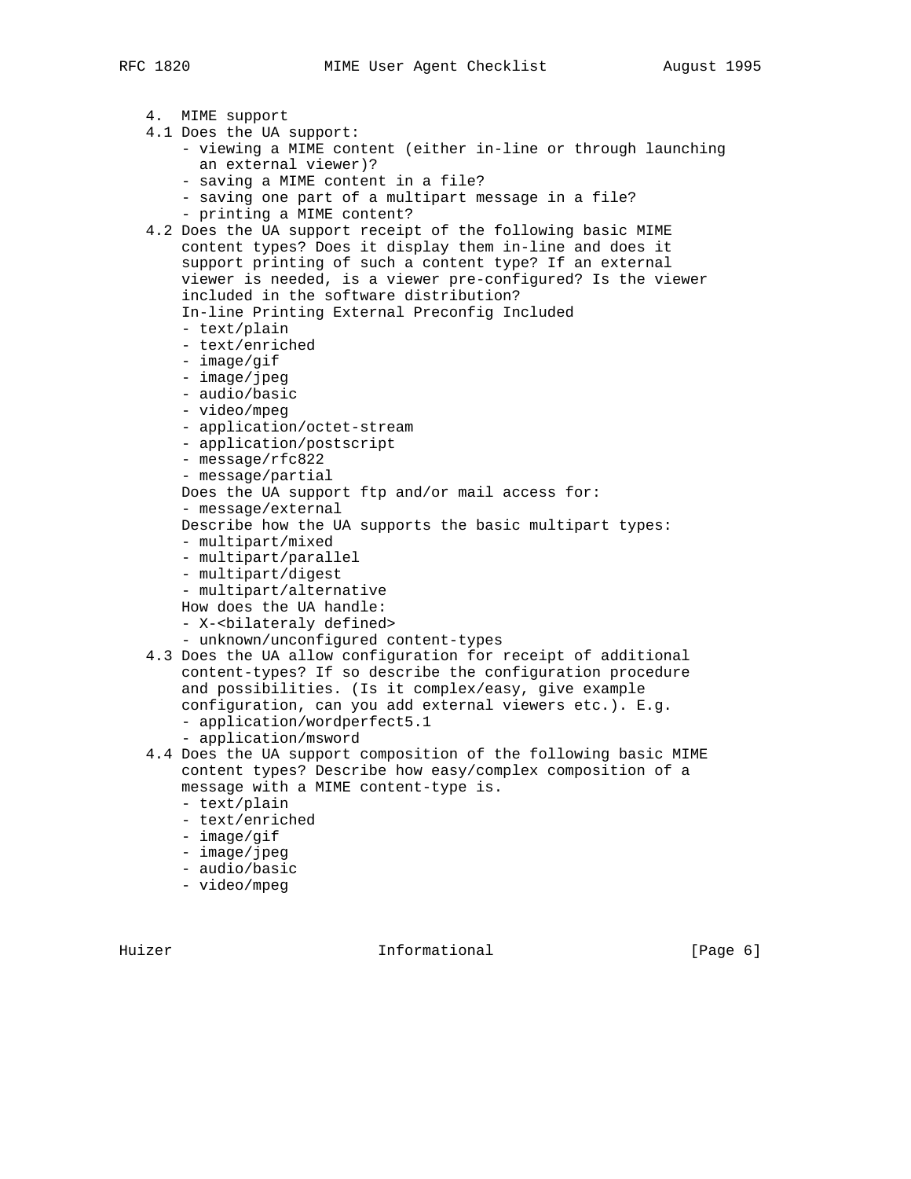## 4. MIME support

4.1 Does the UA support:
- viewing a MIME content (either in-line or through launching an external viewer)?
- saving a MIME content in a file?
- saving one part of a multipart message in a file?
- printing a MIME content?

4.2 Does the UA support receipt of the following basic MIME content types? Does it display them in-line and does it support printing of such a content type? If an external viewer is needed, is a viewer pre-configured? Is the viewer included in the software distribution?

In-line Printing External Preconfig Included
- text/plain
- text/enriched
- image/gif
- image/jpeg
- audio/basic
- video/mpeg
- application/octet-stream
- application/postscript
- message/rfc822
- message/partial

Does the UA support ftp and/or mail access for:
- message/external

Describe how the UA supports the basic multipart types:
- multipart/mixed
- multipart/parallel
- multipart/digest
- multipart/alternative

How does the UA handle:
- X-<bilateraly defined>
- unknown/unconfigured content-types

4.3 Does the UA allow configuration for receipt of additional content-types? If so describe the configuration procedure and possibilities. (Is it complex/easy, give example configuration, can you add external viewers etc.). E.g.
- application/wordperfect5.1
- application/msword

4.4 Does the UA support composition of the following basic MIME content types? Describe how easy/complex composition of a message with a MIME content-type is.
- text/plain
- text/enriched
- image/gif
- image/jpeg
- audio/basic
- video/mpeg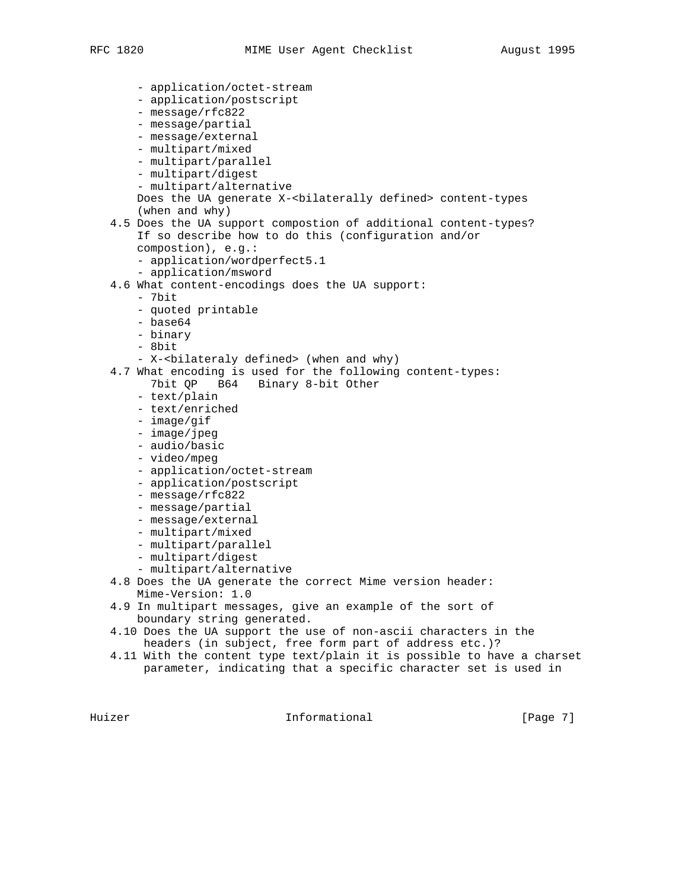- application/octet-stream
- application/postscript
- message/rfc822
- message/partial
- message/external
- multipart/mixed
- multipart/parallel
- multipart/digest
- multipart/alternative

Does the UA generate X-<bilaterally defined> content-types (when and why)

4.5 Does the UA support compostion of additional content-types? If so describe how to do this (configuration and/or compostion), e.g.:
- application/wordperfect5.1
- application/msword

4.6 What content-encodings does the UA support:
- 7bit
- quoted printable
- base64
- binary
- 8bit
- X-<bilateraly defined> (when and why)

4.7 What encoding is used for the following content-types:

```
      7bit QP   B64   Binary 8-bit Other
    - text/plain
    - text/enriched
    - image/gif
    - image/jpeg
    - audio/basic
    - video/mpeg
    - application/octet-stream
    - application/postscript
    - message/rfc822
    - message/partial
    - message/external
    - multipart/mixed
    - multipart/parallel
    - multipart/digest
    - multipart/alternative
```

4.8 Does the UA generate the correct Mime version header: Mime-Version: 1.0

4.9 In multipart messages, give an example of the sort of boundary string generated.

4.10 Does the UA support the use of non-ascii characters in the headers (in subject, free form part of address etc.)?

4.11 With the content type text/plain it is possible to have a charset parameter, indicating that a specific character set is used in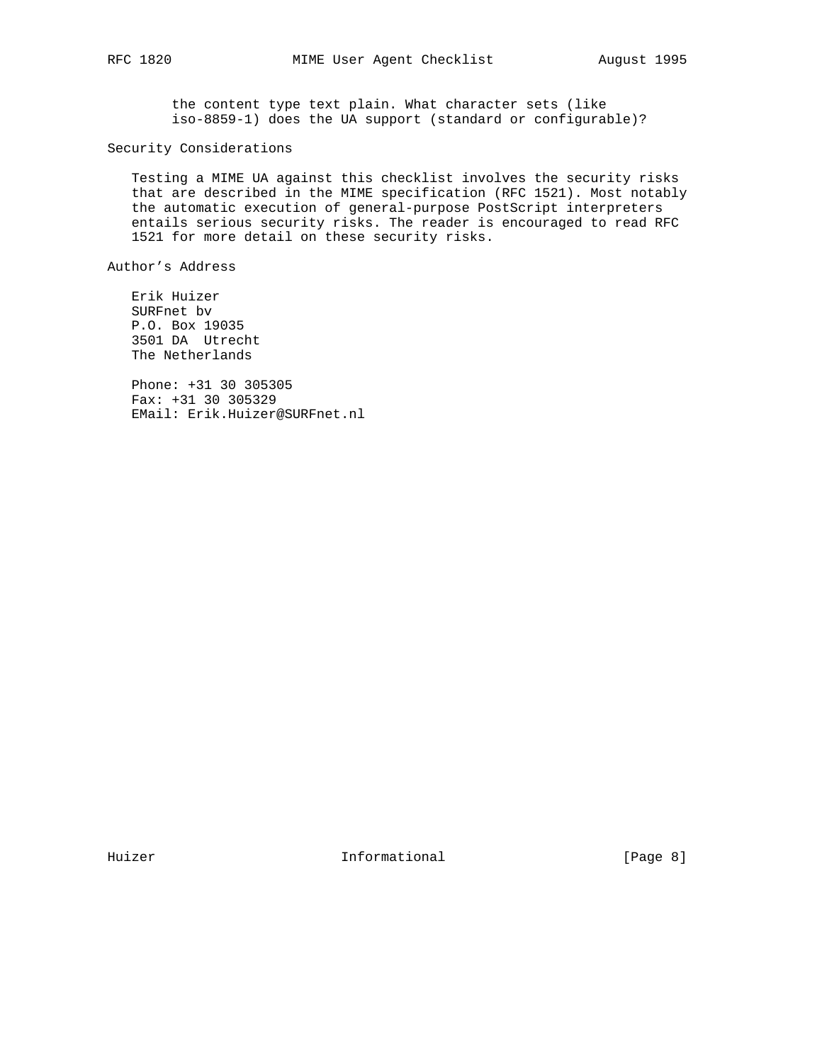the content type text plain. What character sets (like iso-8859-1) does the UA support (standard or configurable)?

## Security Considerations

Testing a MIME UA against this checklist involves the security risks that are described in the MIME specification (RFC 1521). Most notably the automatic execution of general-purpose PostScript interpreters entails serious security risks. The reader is encouraged to read RFC 1521 for more detail on these security risks.

## Author's Address

Erik Huizer
SURFnet bv
P.O. Box 19035
3501 DA  Utrecht
The Netherlands

Phone: +31 30 305305
Fax: +31 30 305329
EMail: Erik.Huizer@SURFnet.nl